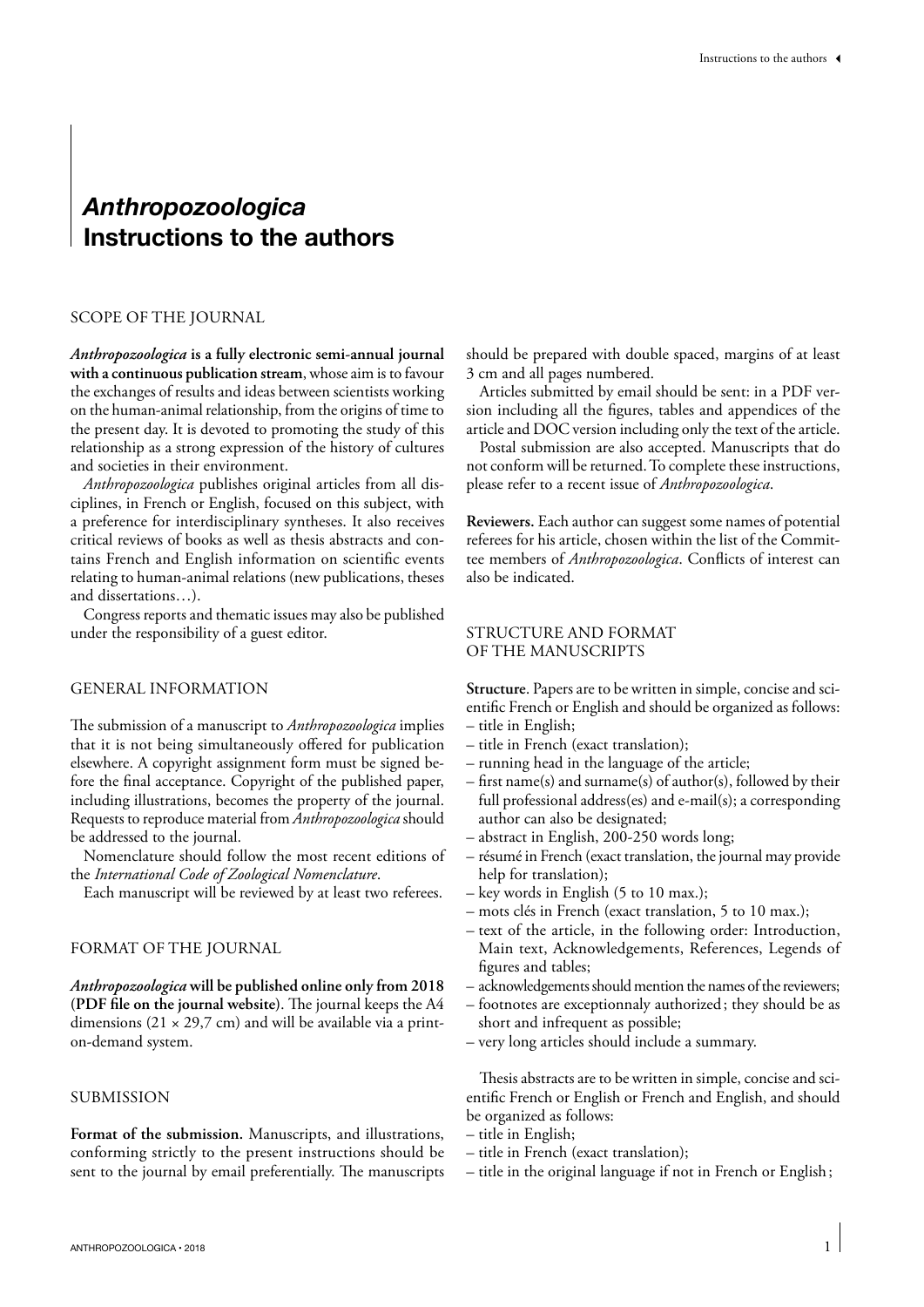# *Anthropozoologica* Instructions to the authors

## SCOPE OF THE JOURNAL

***Anthropozoologica* is a fully electronic semi-annual journal with a continuous publication stream**, whose aim is to favour the exchanges of results and ideas between scientists working on the human-animal relationship, from the origins of time to the present day. It is devoted to promoting the study of this relationship as a strong expression of the history of cultures and societies in their environment.

*Anthropozoologica* publishes original articles from all disciplines, in French or English, focused on this subject, with a preference for interdisciplinary syntheses. It also receives critical reviews of books as well as thesis abstracts and contains French and English information on scientific events relating to human-animal relations (new publications, theses and dissertations…).

Congress reports and thematic issues may also be published under the responsibility of a guest editor.

## GENERAL INFORMATION

The submission of a manuscript to *Anthropozoologica* implies that it is not being simultaneously offered for publication elsewhere. A copyright assignment form must be signed before the final acceptance. Copyright of the published paper, including illustrations, becomes the property of the journal. Requests to reproduce material from *Anthropozoologica* should be addressed to the journal.

Nomenclature should follow the most recent editions of the *International Code of Zoological Nomenclature*.

Each manuscript will be reviewed by at least two referees.

## FORMAT OF THE JOURNAL

***Anthropozoologica* will be published online only from 2018 (PDF file on the journal website)**. The journal keeps the A4 dimensions (21 × 29,7 cm) and will be available via a print-on-demand system.

## SUBMISSION

**Format of the submission.** Manuscripts, and illustrations, conforming strictly to the present instructions should be sent to the journal by email preferentially. The manuscripts should be prepared with double spaced, margins of at least 3 cm and all pages numbered.

Articles submitted by email should be sent: in a PDF version including all the figures, tables and appendices of the article and DOC version including only the text of the article.

Postal submission are also accepted. Manuscripts that do not conform will be returned. To complete these instructions, please refer to a recent issue of *Anthropozoologica*.

**Reviewers.** Each author can suggest some names of potential referees for his article, chosen within the list of the Committee members of *Anthropozoologica*. Conflicts of interest can also be indicated.

## STRUCTURE AND FORMAT OF THE MANUSCRIPTS

**Structure**. Papers are to be written in simple, concise and scientific French or English and should be organized as follows:
– title in English;
– title in French (exact translation);
– running head in the language of the article;
– first name(s) and surname(s) of author(s), followed by their full professional address(es) and e-mail(s); a corresponding author can also be designated;
– abstract in English, 200-250 words long;
– résumé in French (exact translation, the journal may provide help for translation);
– key words in English (5 to 10 max.);
– mots clés in French (exact translation, 5 to 10 max.);
– text of the article, in the following order: Introduction, Main text, Acknowledgements, References, Legends of figures and tables;
– acknowledgements should mention the names of the reviewers;
– footnotes are exceptionnaly authorized; they should be as short and infrequent as possible;
– very long articles should include a summary.

Thesis abstracts are to be written in simple, concise and scientific French or English or French and English, and should be organized as follows:
– title in English;
– title in French (exact translation);
– title in the original language if not in French or English;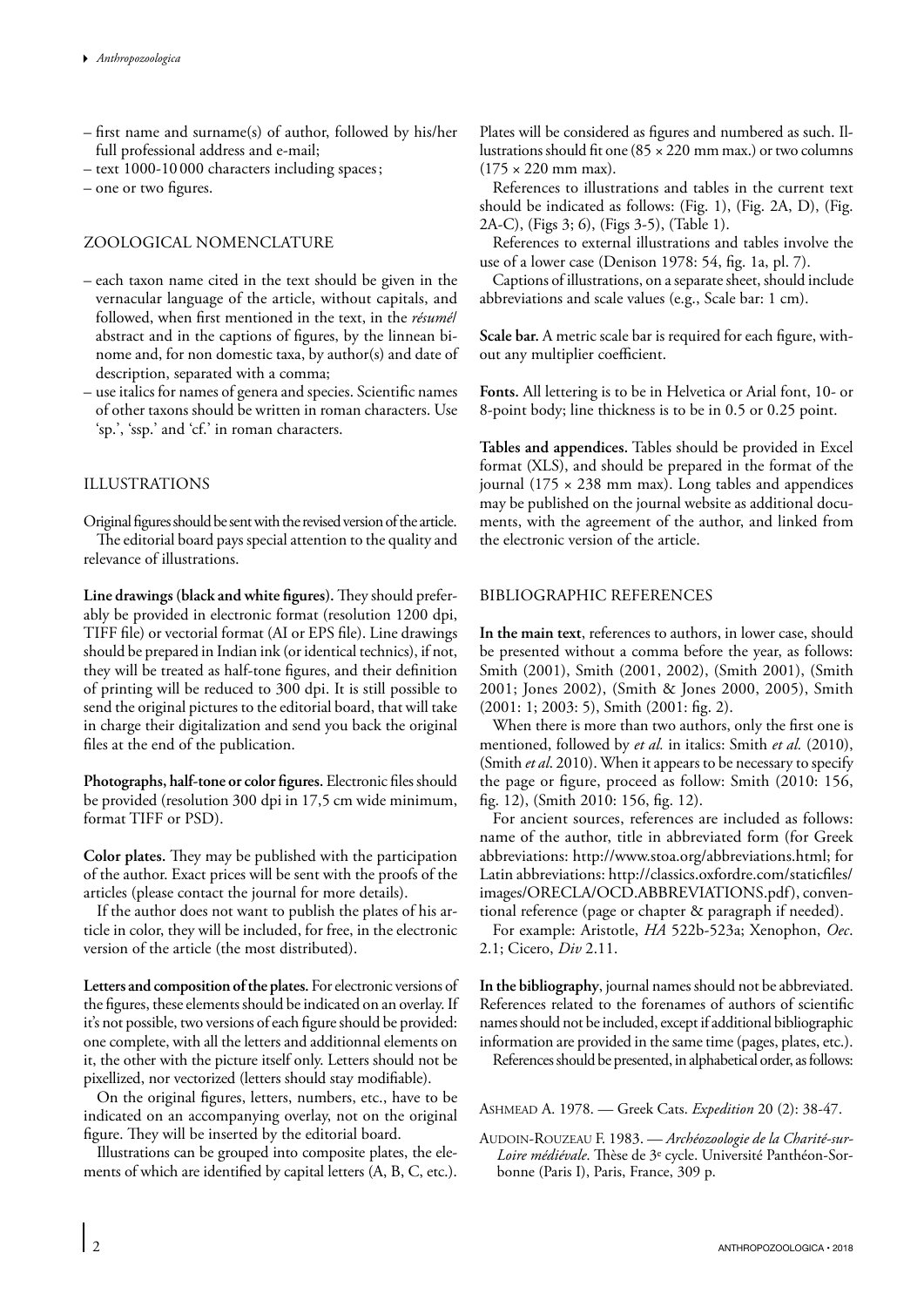– first name and surname(s) of author, followed by his/her full professional address and e-mail;
– text 1000-10 000 characters including spaces;
– one or two figures.

## ZOOLOGICAL NOMENCLATURE

– each taxon name cited in the text should be given in the vernacular language of the article, without capitals, and followed, when first mentioned in the text, in the *résumé*/abstract and in the captions of figures, by the linnean binome and, for non domestic taxa, by author(s) and date of description, separated with a comma;
– use italics for names of genera and species. Scientific names of other taxons should be written in roman characters. Use 'sp.', 'ssp.' and 'cf.' in roman characters.

## ILLUSTRATIONS

Original figures should be sent with the revised version of the article.

The editorial board pays special attention to the quality and relevance of illustrations.

**Line drawings (black and white figures).** They should preferably be provided in electronic format (resolution 1200 dpi, TIFF file) or vectorial format (AI or EPS file). Line drawings should be prepared in Indian ink (or identical technics), if not, they will be treated as half-tone figures, and their definition of printing will be reduced to 300 dpi. It is still possible to send the original pictures to the editorial board, that will take in charge their digitalization and send you back the original files at the end of the publication.

**Photographs, half-tone or color figures.** Electronic files should be provided (resolution 300 dpi in 17,5 cm wide minimum, format TIFF or PSD).

**Color plates.** They may be published with the participation of the author. Exact prices will be sent with the proofs of the articles (please contact the journal for more details).

If the author does not want to publish the plates of his article in color, they will be included, for free, in the electronic version of the article (the most distributed).

**Letters and composition of the plates.** For electronic versions of the figures, these elements should be indicated on an overlay. If it's not possible, two versions of each figure should be provided: one complete, with all the letters and additionnal elements on it, the other with the picture itself only. Letters should not be pixellized, nor vectorized (letters should stay modifiable).

On the original figures, letters, numbers, etc., have to be indicated on an accompanying overlay, not on the original figure. They will be inserted by the editorial board.

Illustrations can be grouped into composite plates, the elements of which are identified by capital letters (A, B, C, etc.). Plates will be considered as figures and numbered as such. Illustrations should fit one (85 × 220 mm max.) or two columns (175 × 220 mm max).

References to illustrations and tables in the current text should be indicated as follows: (Fig. 1), (Fig. 2A, D), (Fig. 2A-C), (Figs 3; 6), (Figs 3-5), (Table 1).

References to external illustrations and tables involve the use of a lower case (Denison 1978: 54, fig. 1a, pl. 7).

Captions of illustrations, on a separate sheet, should include abbreviations and scale values (e.g., Scale bar: 1 cm).

**Scale bar.** A metric scale bar is required for each figure, without any multiplier coefficient.

**Fonts.** All lettering is to be in Helvetica or Arial font, 10- or 8-point body; line thickness is to be in 0.5 or 0.25 point.

**Tables and appendices.** Tables should be provided in Excel format (XLS), and should be prepared in the format of the journal (175 × 238 mm max). Long tables and appendices may be published on the journal website as additional documents, with the agreement of the author, and linked from the electronic version of the article.

## BIBLIOGRAPHIC REFERENCES

**In the main text**, references to authors, in lower case, should be presented without a comma before the year, as follows: Smith (2001), Smith (2001, 2002), (Smith 2001), (Smith 2001; Jones 2002), (Smith & Jones 2000, 2005), Smith (2001: 1; 2003: 5), Smith (2001: fig. 2).

When there is more than two authors, only the first one is mentioned, followed by *et al.* in italics: Smith *et al.* (2010), (Smith *et al*. 2010). When it appears to be necessary to specify the page or figure, proceed as follow: Smith (2010: 156, fig. 12), (Smith 2010: 156, fig. 12).

For ancient sources, references are included as follows: name of the author, title in abbreviated form (for Greek abbreviations: http://www.stoa.org/abbreviations.html; for Latin abbreviations: http://classics.oxfordre.com/staticfiles/images/ORECLA/OCD.ABBREVIATIONS.pdf), conventional reference (page or chapter & paragraph if needed).

For example: Aristotle, *HA* 522b-523a; Xenophon, *Oec*. 2.1; Cicero, *Div* 2.11.

**In the bibliography**, journal names should not be abbreviated. References related to the forenames of authors of scientific names should not be included, except if additional bibliographic information are provided in the same time (pages, plates, etc.).

References should be presented, in alphabetical order, as follows:

Ashmead A. 1978. — Greek Cats. *Expedition* 20 (2): 38-47.

Audoin-Rouzeau F. 1983. — *Archéozoologie de la Charité-sur-Loire médiévale*. Thèse de 3e cycle. Université Panthéon-Sorbonne (Paris I), Paris, France, 309 p.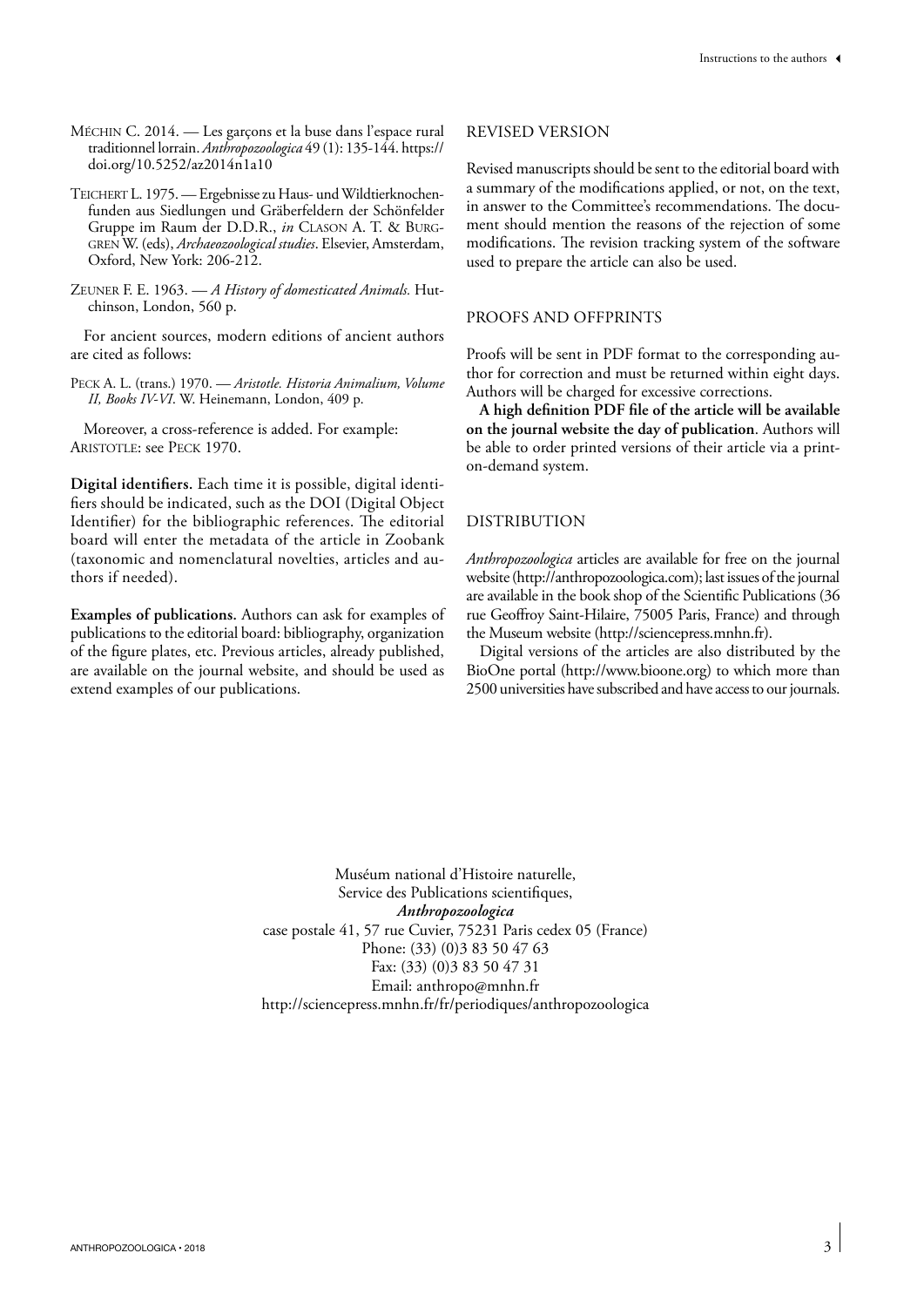Méchin C. 2014. — Les garçons et la buse dans l'espace rural traditionnel lorrain. *Anthropozoologica* 49 (1): 135-144. https://doi.org/10.5252/az2014n1a10

Teichert L. 1975. — Ergebnisse zu Haus- und Wildtierknochenfunden aus Siedlungen und Gräberfeldern der Schönfelder Gruppe im Raum der D.D.R., *in* Clason A. T. & Burggren W. (eds), *Archaeozoological studies*. Elsevier, Amsterdam, Oxford, New York: 206-212.

Zeuner F. E. 1963. — *A History of domesticated Animals.* Hutchinson, London, 560 p.

For ancient sources, modern editions of ancient authors are cited as follows:

Peck A. L. (trans.) 1970. — *Aristotle. Historia Animalium, Volume II, Books IV-VI*. W. Heinemann, London, 409 p.

Moreover, a cross-reference is added. For example: Aristotle: see Peck 1970.

**Digital identifiers.** Each time it is possible, digital identifiers should be indicated, such as the DOI (Digital Object Identifier) for the bibliographic references. The editorial board will enter the metadata of the article in Zoobank (taxonomic and nomenclatural novelties, articles and authors if needed).

**Examples of publications.** Authors can ask for examples of publications to the editorial board: bibliography, organization of the figure plates, etc. Previous articles, already published, are available on the journal website, and should be used as extend examples of our publications.

## REVISED VERSION

Revised manuscripts should be sent to the editorial board with a summary of the modifications applied, or not, on the text, in answer to the Committee's recommendations. The document should mention the reasons of the rejection of some modifications. The revision tracking system of the software used to prepare the article can also be used.

## PROOFS AND OFFPRINTS

Proofs will be sent in PDF format to the corresponding author for correction and must be returned within eight days. Authors will be charged for excessive corrections.

**A high definition PDF file of the article will be available on the journal website the day of publication**. Authors will be able to order printed versions of their article via a print-on-demand system.

## DISTRIBUTION

*Anthropozoologica* articles are available for free on the journal website (http://anthropozoologica.com); last issues of the journal are available in the book shop of the Scientific Publications (36 rue Geoffroy Saint-Hilaire, 75005 Paris, France) and through the Museum website (http://sciencepress.mnhn.fr).

Digital versions of the articles are also distributed by the BioOne portal (http://www.bioone.org) to which more than 2500 universities have subscribed and have access to our journals.

Muséum national d'Histoire naturelle,
Service des Publications scientifiques,
***Anthropozoologica***
case postale 41, 57 rue Cuvier, 75231 Paris cedex 05 (France)
Phone: (33) (0)3 83 50 47 63
Fax: (33) (0)3 83 50 47 31
Email: anthropo@mnhn.fr
http://sciencepress.mnhn.fr/fr/periodiques/anthropozoologica